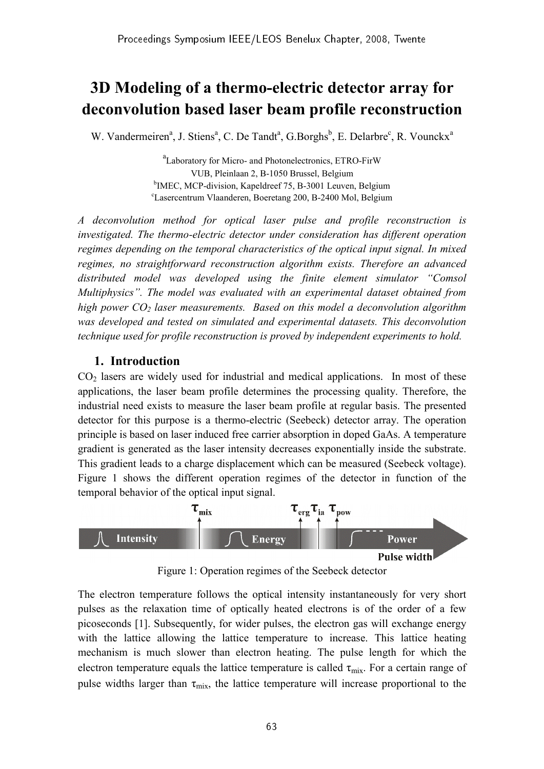// Proceedings header omitted

# 3D Modeling of a thermo-electric detector array for deconvolution based laser beam profile reconstruction

W. Vandermeiren[a], J. Stiens[a], C. De Tandt[a], G.Borghs[b], E. Delarbre[c], R. Vounckx[a]

[a]Laboratory for Micro- and Photonelectronics, ETRO-FirW
VUB, Pleinlaan 2, B-1050 Brussel, Belgium
[b]IMEC, MCP-division, Kapeldreef 75, B-3001 Leuven, Belgium
[c]Lasercentrum Vlaanderen, Boeretang 200, B-2400 Mol, Belgium

*A deconvolution method for optical laser pulse and profile reconstruction is investigated. The thermo-electric detector under consideration has different operation regimes depending on the temporal characteristics of the optical input signal. In mixed regimes, no straightforward reconstruction algorithm exists. Therefore an advanced distributed model was developed using the finite element simulator "Comsol Multiphysics". The model was evaluated with an experimental dataset obtained from high power $CO_2$ laser measurements. Based on this model a deconvolution algorithm was developed and tested on simulated and experimental datasets. This deconvolution technique used for profile reconstruction is proved by independent experiments to hold.*

## 1. Introduction

$CO_2$ lasers are widely used for industrial and medical applications. In most of these applications, the laser beam profile determines the processing quality. Therefore, the industrial need exists to measure the laser beam profile at regular basis. The presented detector for this purpose is a thermo-electric (Seebeck) detector array. The operation principle is based on laser induced free carrier absorption in doped GaAs. A temperature gradient is generated as the laser intensity decreases exponentially inside the substrate. This gradient leads to a charge displacement which can be measured (Seebeck voltage). Figure 1 shows the different operation regimes of the detector in function of the temporal behavior of the optical input signal.

$\tau_{mix}$ $\tau_{erg}$ $\tau_{ia}$ $\tau_{pow}$

Intensity | Energy | Power

Pulse width

Figure 1: Operation regimes of the Seebeck detector

The electron temperature follows the optical intensity instantaneously for very short pulses as the relaxation time of optically heated electrons is of the order of a few picoseconds [1]. Subsequently, for wider pulses, the electron gas will exchange energy with the lattice allowing the lattice temperature to increase. This lattice heating mechanism is much slower than electron heating. The pulse length for which the electron temperature equals the lattice temperature is called $\tau_{mix}$. For a certain range of pulse widths larger than $\tau_{mix}$, the lattice temperature will increase proportional to the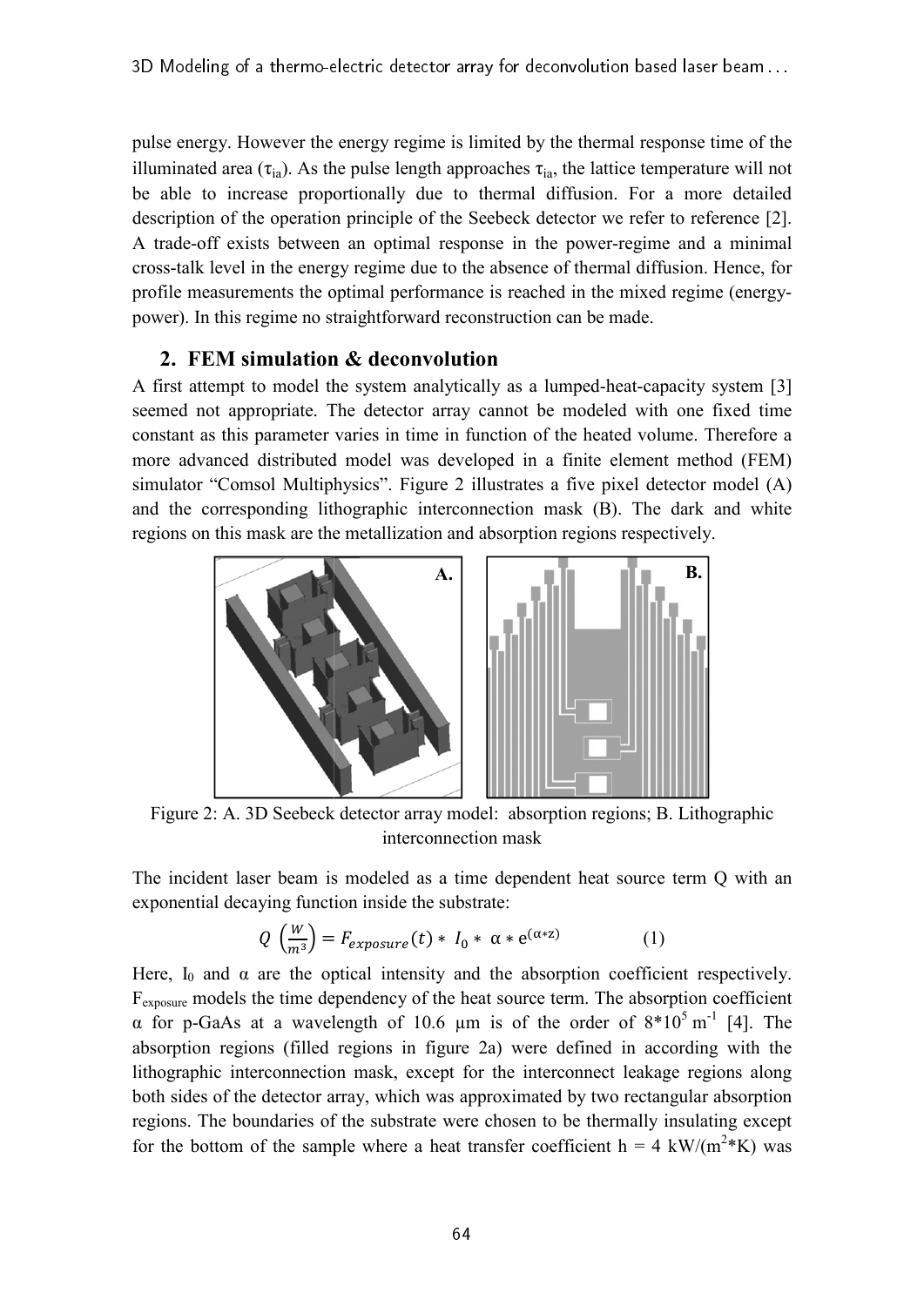pulse energy. However the energy regime is limited by the thermal response time of the illuminated area ($\tau_{ia}$). As the pulse length approaches $\tau_{ia}$, the lattice temperature will not be able to increase proportionally due to thermal diffusion. For a more detailed description of the operation principle of the Seebeck detector we refer to reference [2]. A trade-off exists between an optimal response in the power-regime and a minimal cross-talk level in the energy regime due to the absence of thermal diffusion. Hence, for profile measurements the optimal performance is reached in the mixed regime (energy-power). In this regime no straightforward reconstruction can be made.

## 2. FEM simulation & deconvolution

A first attempt to model the system analytically as a lumped-heat-capacity system [3] seemed not appropriate. The detector array cannot be modeled with one fixed time constant as this parameter varies in time in function of the heated volume. Therefore a more advanced distributed model was developed in a finite element method (FEM) simulator "Comsol Multiphysics". Figure 2 illustrates a five pixel detector model (A) and the corresponding lithographic interconnection mask (B). The dark and white regions on this mask are the metallization and absorption regions respectively.

Figure 2: A. 3D Seebeck detector array model: absorption regions; B. Lithographic interconnection mask

The incident laser beam is modeled as a time dependent heat source term Q with an exponential decaying function inside the substrate:

$$Q\left(\frac{W}{m^3}\right) = F_{exposure}(t) * I_0 * \alpha * e^{(\alpha * z)} \qquad (1)$$

Here, $I_0$ and $\alpha$ are the optical intensity and the absorption coefficient respectively. $F_{exposure}$ models the time dependency of the heat source term. The absorption coefficient $\alpha$ for p-GaAs at a wavelength of 10.6 µm is of the order of $8*10^5\ m^{-1}$ [4]. The absorption regions (filled regions in figure 2a) were defined in according with the lithographic interconnection mask, except for the interconnect leakage regions along both sides of the detector array, which was approximated by two rectangular absorption regions. The boundaries of the substrate were chosen to be thermally insulating except for the bottom of the sample where a heat transfer coefficient h = 4 kW/($m^2$*K) was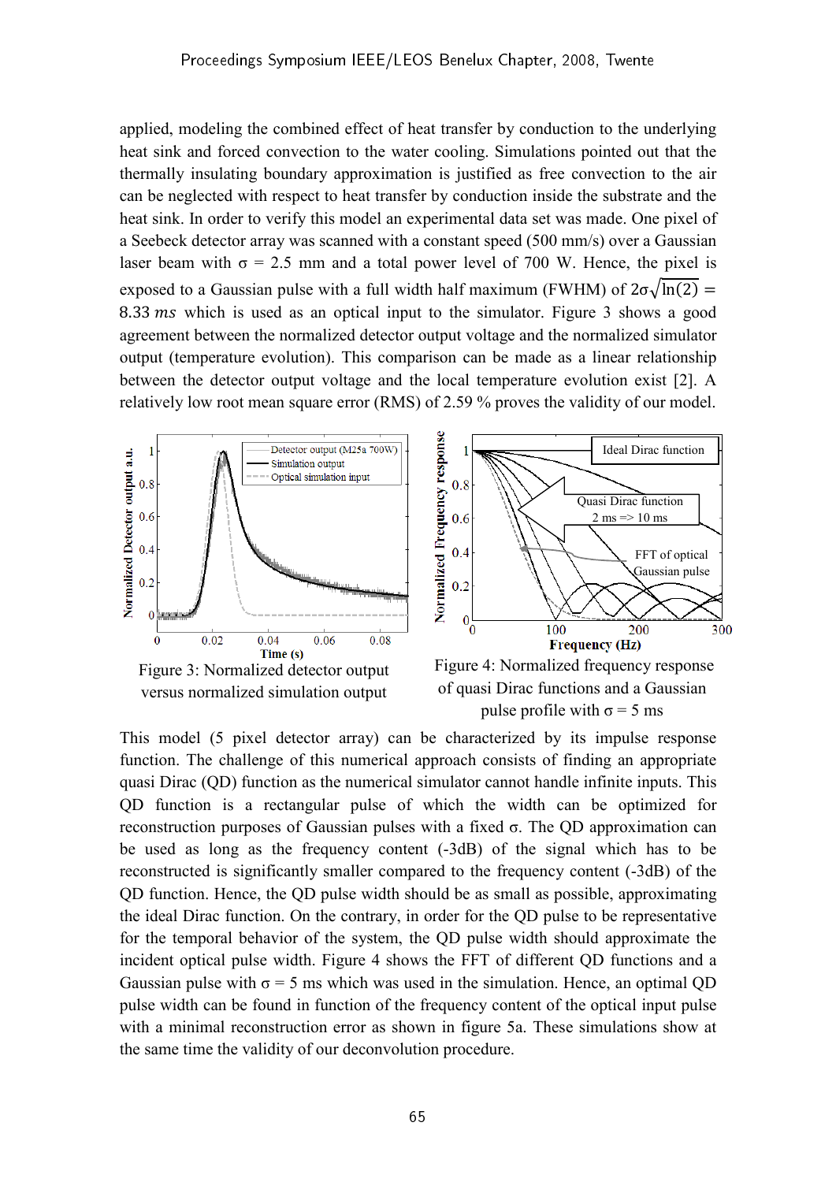applied, modeling the combined effect of heat transfer by conduction to the underlying heat sink and forced convection to the water cooling. Simulations pointed out that the thermally insulating boundary approximation is justified as free convection to the air can be neglected with respect to heat transfer by conduction inside the substrate and the heat sink. In order to verify this model an experimental data set was made. One pixel of a Seebeck detector array was scanned with a constant speed (500 mm/s) over a Gaussian laser beam with σ = 2.5 mm and a total power level of 700 W. Hence, the pixel is exposed to a Gaussian pulse with a full width half maximum (FWHM) of $2\sigma\sqrt{\ln(2)} = 8.33\ ms$ which is used as an optical input to the simulator. Figure 3 shows a good agreement between the normalized detector output voltage and the normalized simulator output (temperature evolution). This comparison can be made as a linear relationship between the detector output voltage and the local temperature evolution exist [2]. A relatively low root mean square error (RMS) of 2.59 % proves the validity of our model.

Figure 3: Normalized detector output versus normalized simulation output

Figure 4: Normalized frequency response of quasi Dirac functions and a Gaussian pulse profile with σ = 5 ms

This model (5 pixel detector array) can be characterized by its impulse response function. The challenge of this numerical approach consists of finding an appropriate quasi Dirac (QD) function as the numerical simulator cannot handle infinite inputs. This QD function is a rectangular pulse of which the width can be optimized for reconstruction purposes of Gaussian pulses with a fixed σ. The QD approximation can be used as long as the frequency content (-3dB) of the signal which has to be reconstructed is significantly smaller compared to the frequency content (-3dB) of the QD function. Hence, the QD pulse width should be as small as possible, approximating the ideal Dirac function. On the contrary, in order for the QD pulse to be representative for the temporal behavior of the system, the QD pulse width should approximate the incident optical pulse width. Figure 4 shows the FFT of different QD functions and a Gaussian pulse with σ = 5 ms which was used in the simulation. Hence, an optimal QD pulse width can be found in function of the frequency content of the optical input pulse with a minimal reconstruction error as shown in figure 5a. These simulations show at the same time the validity of our deconvolution procedure.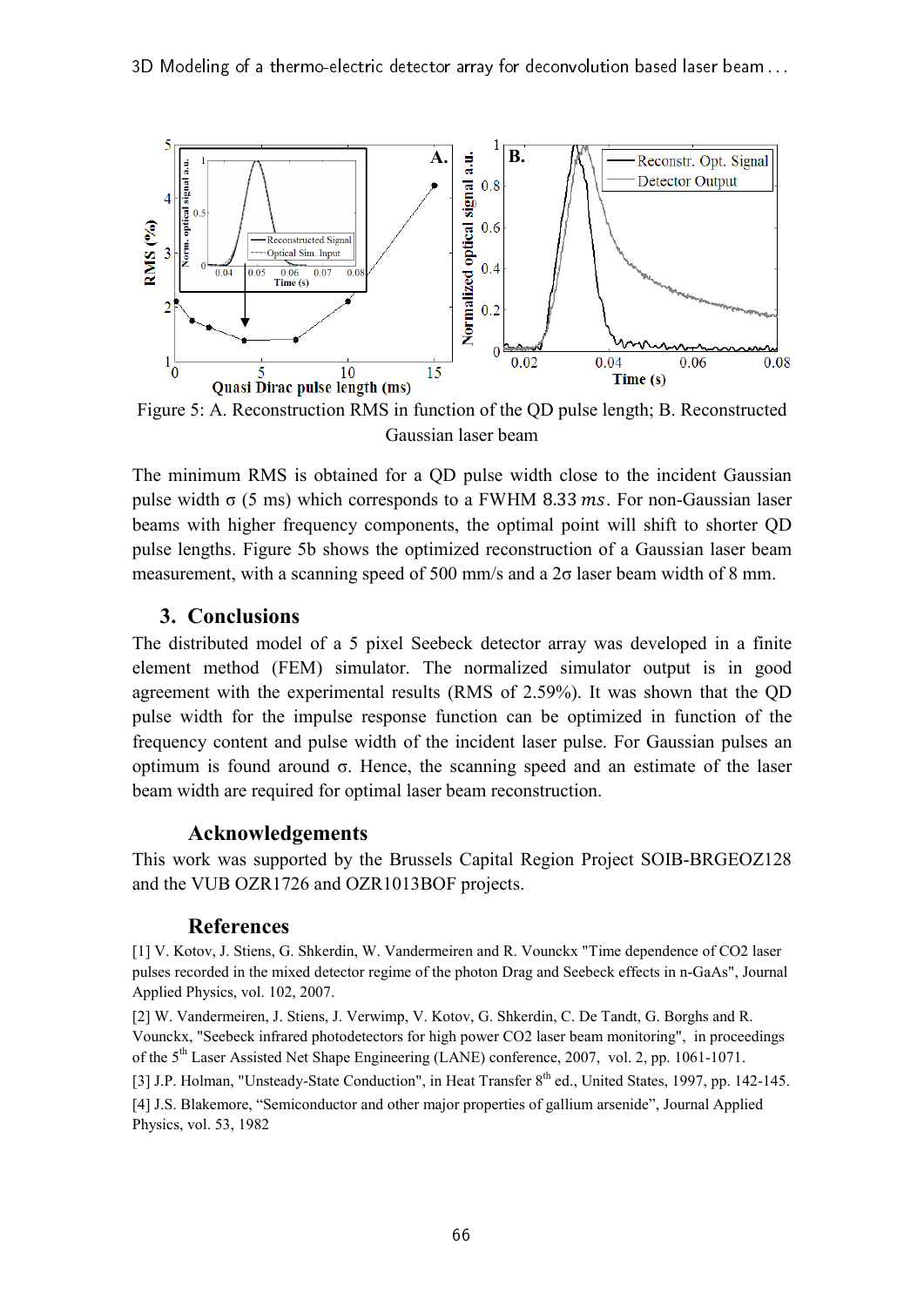A.

RMS (%)

5
4
3
2
1

0 5 10 15

Quasi Dirac pulse length (ms)

Norm. optical signal a.u.

1
0.5
0

0.04 0.05 0.06 0.07 0.08

Time (s)

Reconstructed Signal

Optical Sim. Input

B.

Normalized optical signal a.u.

1
0.8
0.6
0.4
0.2
0

0.02 0.04 0.06 0.08

Time (s)

Reconstr. Opt. Signal

Detector Output

Figure 5: A. Reconstruction RMS in function of the QD pulse length; B. Reconstructed Gaussian laser beam

The minimum RMS is obtained for a QD pulse width close to the incident Gaussian pulse width σ (5 ms) which corresponds to a FWHM 8.33 $ms$. For non-Gaussian laser beams with higher frequency components, the optimal point will shift to shorter QD pulse lengths. Figure 5b shows the optimized reconstruction of a Gaussian laser beam measurement, with a scanning speed of 500 mm/s and a 2σ laser beam width of 8 mm.

## 3. Conclusions

The distributed model of a 5 pixel Seebeck detector array was developed in a finite element method (FEM) simulator. The normalized simulator output is in good agreement with the experimental results (RMS of 2.59%). It was shown that the QD pulse width for the impulse response function can be optimized in function of the frequency content and pulse width of the incident laser pulse. For Gaussian pulses an optimum is found around σ. Hence, the scanning speed and an estimate of the laser beam width are required for optimal laser beam reconstruction.

## Acknowledgements

This work was supported by the Brussels Capital Region Project SOIB-BRGEOZ128 and the VUB OZR1726 and OZR1013BOF projects.

## References

[1] V. Kotov, J. Stiens, G. Shkerdin, W. Vandermeiren and R. Vounckx "Time dependence of CO2 laser pulses recorded in the mixed detector regime of the photon Drag and Seebeck effects in n-GaAs", Journal Applied Physics, vol. 102, 2007.

[2] W. Vandermeiren, J. Stiens, J. Verwimp, V. Kotov, G. Shkerdin, C. De Tandt, G. Borghs and R. Vounckx, "Seebeck infrared photodetectors for high power CO2 laser beam monitoring", in proceedings of the 5th Laser Assisted Net Shape Engineering (LANE) conference, 2007, vol. 2, pp. 1061-1071.

[3] J.P. Holman, "Unsteady-State Conduction", in Heat Transfer 8th ed., United States, 1997, pp. 142-145.

[4] J.S. Blakemore, "Semiconductor and other major properties of gallium arsenide", Journal Applied Physics, vol. 53, 1982